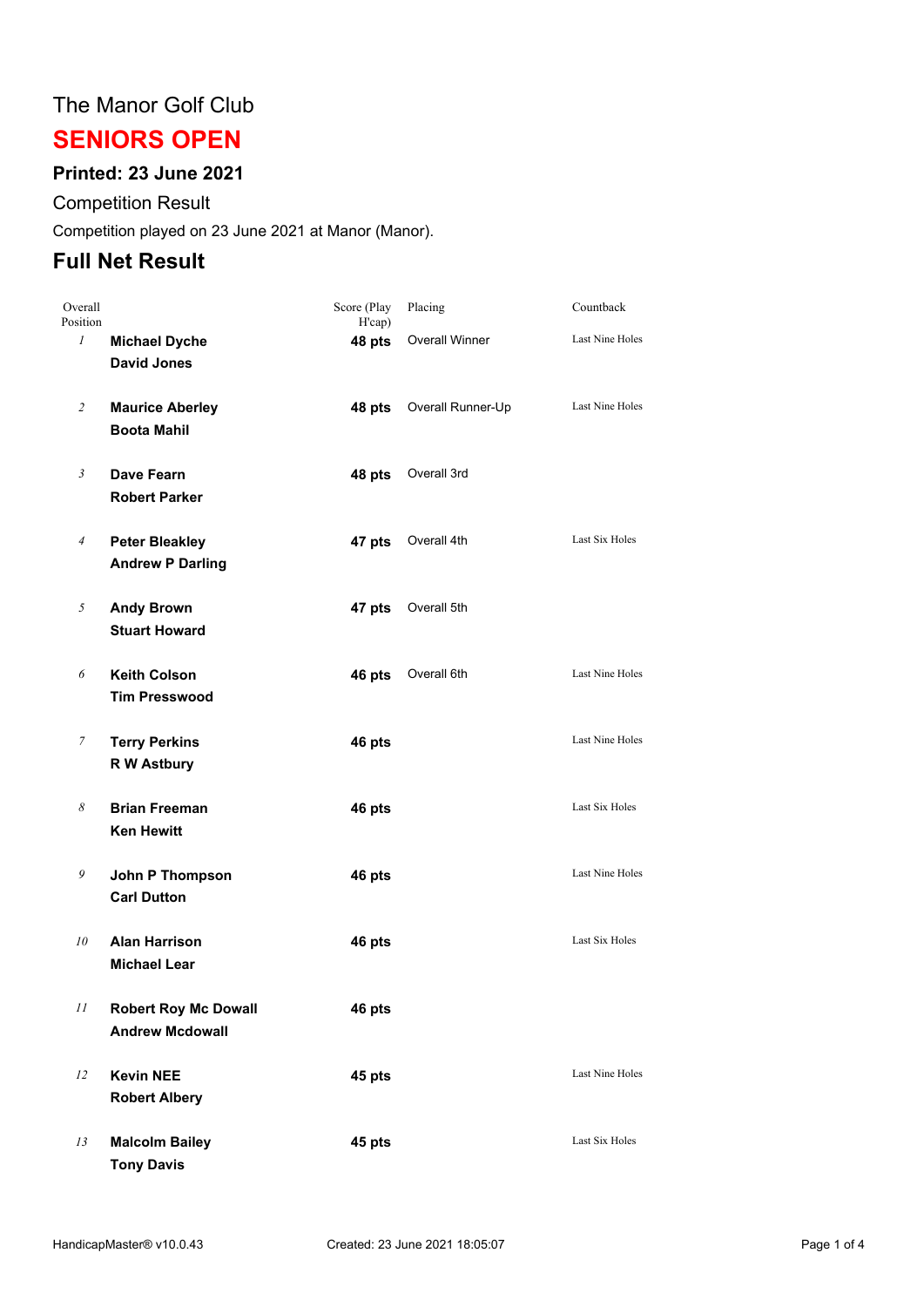The Manor Golf Club

# SENIORS OPEN

### Printed: 23 June 2021

Competition Result

Competition played on 23 June 2021 at Manor (Manor).

## Full Net Result

| Overall Position | | Score (Play H'cap) | Placing | Countback |
|---|---|---|---|---|
| *1* | **Michael Dyche**<br>**David Jones** | **48 pts** | Overall Winner | Last Nine Holes |
| *2* | **Maurice Aberley**<br>**Boota Mahil** | **48 pts** | Overall Runner-Up | Last Nine Holes |
| *3* | **Dave Fearn**<br>**Robert Parker** | **48 pts** | Overall 3rd | |
| *4* | **Peter Bleakley**<br>**Andrew P Darling** | **47 pts** | Overall 4th | Last Six Holes |
| *5* | **Andy Brown**<br>**Stuart Howard** | **47 pts** | Overall 5th | |
| *6* | **Keith Colson**<br>**Tim Presswood** | **46 pts** | Overall 6th | Last Nine Holes |
| *7* | **Terry Perkins**<br>**R W Astbury** | **46 pts** | | Last Nine Holes |
| *8* | **Brian Freeman**<br>**Ken Hewitt** | **46 pts** | | Last Six Holes |
| *9* | **John P Thompson**<br>**Carl Dutton** | **46 pts** | | Last Nine Holes |
| *10* | **Alan Harrison**<br>**Michael Lear** | **46 pts** | | Last Six Holes |
| *11* | **Robert Roy Mc Dowall**<br>**Andrew Mcdowall** | **46 pts** | | |
| *12* | **Kevin NEE**<br>**Robert Albery** | **45 pts** | | Last Nine Holes |
| *13* | **Malcolm Bailey**<br>**Tony Davis** | **45 pts** | | Last Six Holes |

HandicapMaster® v10.0.43 Created: 23 June 2021 18:05:07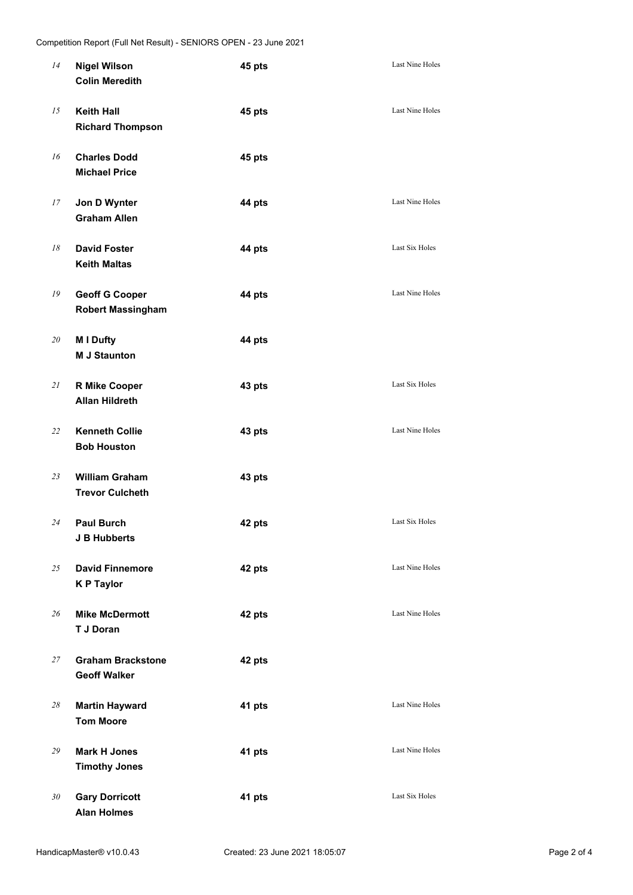| Pos | Players | Points | Countback |
|---|---|---|---|
| 14 | **Nigel Wilson**<br>**Colin Meredith** | **45 pts** | Last Nine Holes |
| 15 | **Keith Hall**<br>**Richard Thompson** | **45 pts** | Last Nine Holes |
| 16 | **Charles Dodd**<br>**Michael Price** | **45 pts** | |
| 17 | **Jon D Wynter**<br>**Graham Allen** | **44 pts** | Last Nine Holes |
| 18 | **David Foster**<br>**Keith Maltas** | **44 pts** | Last Six Holes |
| 19 | **Geoff G Cooper**<br>**Robert Massingham** | **44 pts** | Last Nine Holes |
| 20 | **M I Dufty**<br>**M J Staunton** | **44 pts** | |
| 21 | **R Mike Cooper**<br>**Allan Hildreth** | **43 pts** | Last Six Holes |
| 22 | **Kenneth Collie**<br>**Bob Houston** | **43 pts** | Last Nine Holes |
| 23 | **William Graham**<br>**Trevor Culcheth** | **43 pts** | |
| 24 | **Paul Burch**<br>**J B Hubberts** | **42 pts** | Last Six Holes |
| 25 | **David Finnemore**<br>**K P Taylor** | **42 pts** | Last Nine Holes |
| 26 | **Mike McDermott**<br>**T J Doran** | **42 pts** | Last Nine Holes |
| 27 | **Graham Brackstone**<br>**Geoff Walker** | **42 pts** | |
| 28 | **Martin Hayward**<br>**Tom Moore** | **41 pts** | Last Nine Holes |
| 29 | **Mark H Jones**<br>**Timothy Jones** | **41 pts** | Last Nine Holes |
| 30 | **Gary Dorricott**<br>**Alan Holmes** | **41 pts** | Last Six Holes |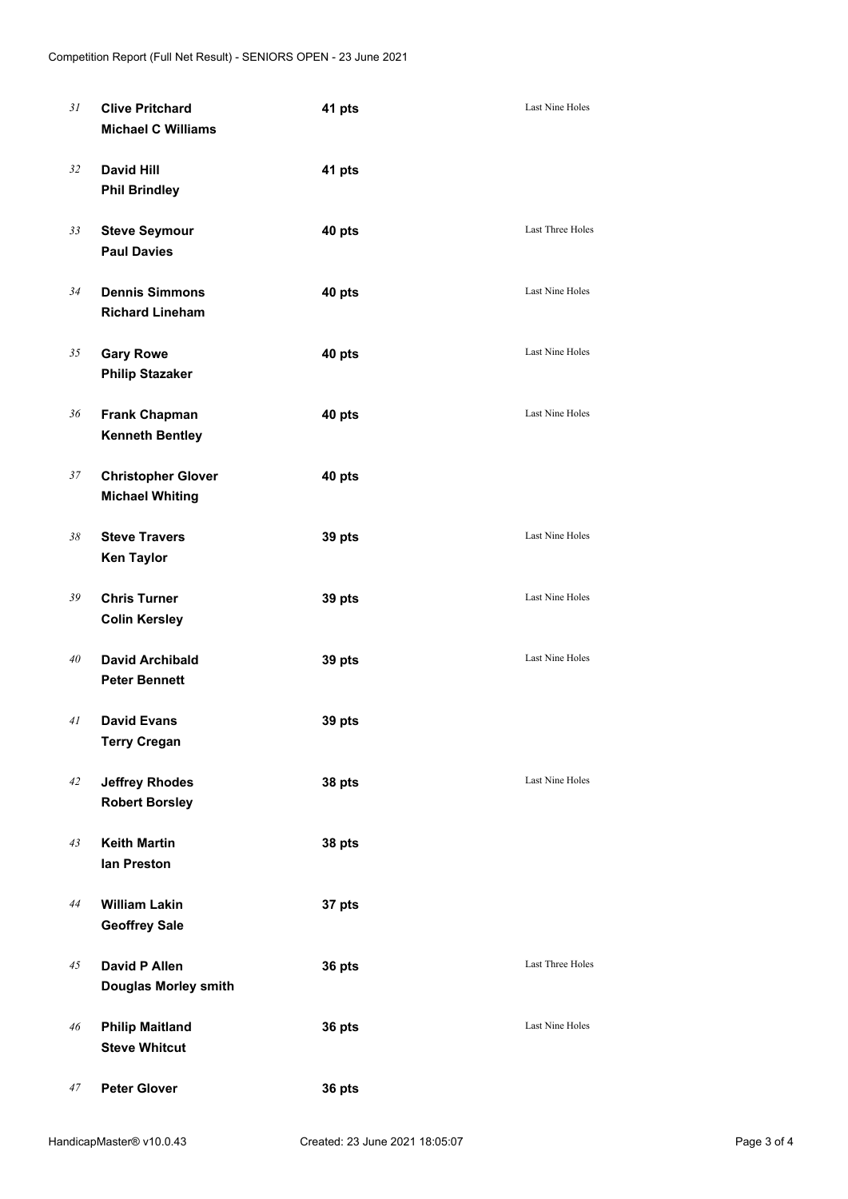| | | | |
|---|---|---|---|
| 31 | **Clive Pritchard**<br>**Michael C Williams** | **41 pts** | Last Nine Holes |
| 32 | **David Hill**<br>**Phil Brindley** | **41 pts** | |
| 33 | **Steve Seymour**<br>**Paul Davies** | **40 pts** | Last Three Holes |
| 34 | **Dennis Simmons**<br>**Richard Lineham** | **40 pts** | Last Nine Holes |
| 35 | **Gary Rowe**<br>**Philip Stazaker** | **40 pts** | Last Nine Holes |
| 36 | **Frank Chapman**<br>**Kenneth Bentley** | **40 pts** | Last Nine Holes |
| 37 | **Christopher Glover**<br>**Michael Whiting** | **40 pts** | |
| 38 | **Steve Travers**<br>**Ken Taylor** | **39 pts** | Last Nine Holes |
| 39 | **Chris Turner**<br>**Colin Kersley** | **39 pts** | Last Nine Holes |
| 40 | **David Archibald**<br>**Peter Bennett** | **39 pts** | Last Nine Holes |
| 41 | **David Evans**<br>**Terry Cregan** | **39 pts** | |
| 42 | **Jeffrey Rhodes**<br>**Robert Borsley** | **38 pts** | Last Nine Holes |
| 43 | **Keith Martin**<br>**Ian Preston** | **38 pts** | |
| 44 | **William Lakin**<br>**Geoffrey Sale** | **37 pts** | |
| 45 | **David P Allen**<br>**Douglas Morley smith** | **36 pts** | Last Three Holes |
| 46 | **Philip Maitland**<br>**Steve Whitcut** | **36 pts** | Last Nine Holes |
| 47 | **Peter Glover** | **36 pts** | |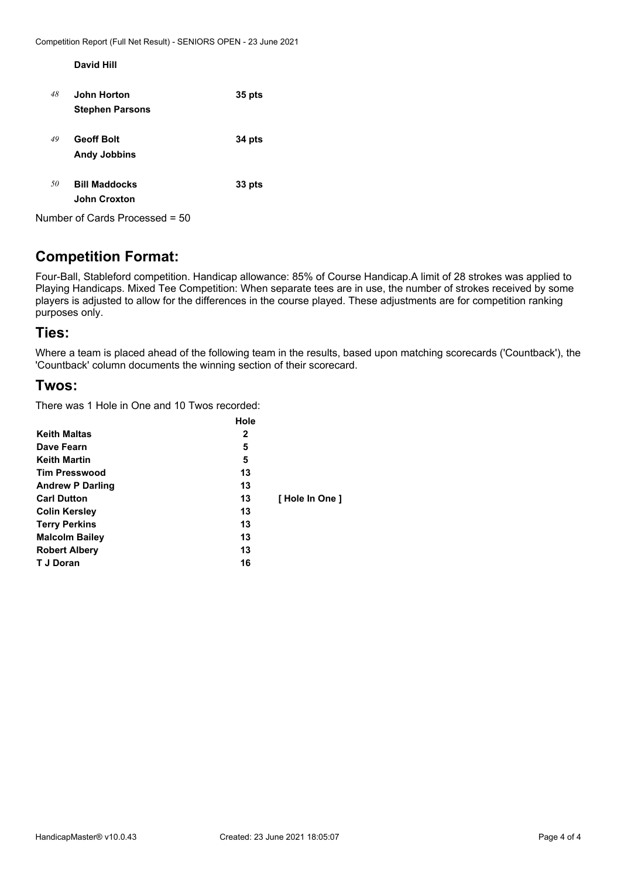**David Hill**

| | | |
|---|---|---|
| *48* | **John Horton**<br>**Stephen Parsons** | **35 pts** |
| *49* | **Geoff Bolt**<br>**Andy Jobbins** | **34 pts** |
| *50* | **Bill Maddocks**<br>**John Croxton** | **33 pts** |

Number of Cards Processed = 50

## Competition Format:

Four-Ball, Stableford competition. Handicap allowance: 85% of Course Handicap.A limit of 28 strokes was applied to Playing Handicaps. Mixed Tee Competition: When separate tees are in use, the number of strokes received by some players is adjusted to allow for the differences in the course played. These adjustments are for competition ranking purposes only.

## Ties:

Where a team is placed ahead of the following team in the results, based upon matching scorecards ('Countback'), the 'Countback' column documents the winning section of their scorecard.

## Twos:

There was 1 Hole in One and 10 Twos recorded:

| | Hole | |
|---|---|---|
| **Keith Maltas** | **2** | |
| **Dave Fearn** | **5** | |
| **Keith Martin** | **5** | |
| **Tim Presswood** | **13** | |
| **Andrew P Darling** | **13** | |
| **Carl Dutton** | **13** | **[ Hole In One ]** |
| **Colin Kersley** | **13** | |
| **Terry Perkins** | **13** | |
| **Malcolm Bailey** | **13** | |
| **Robert Albery** | **13** | |
| **T J Doran** | **16** | |